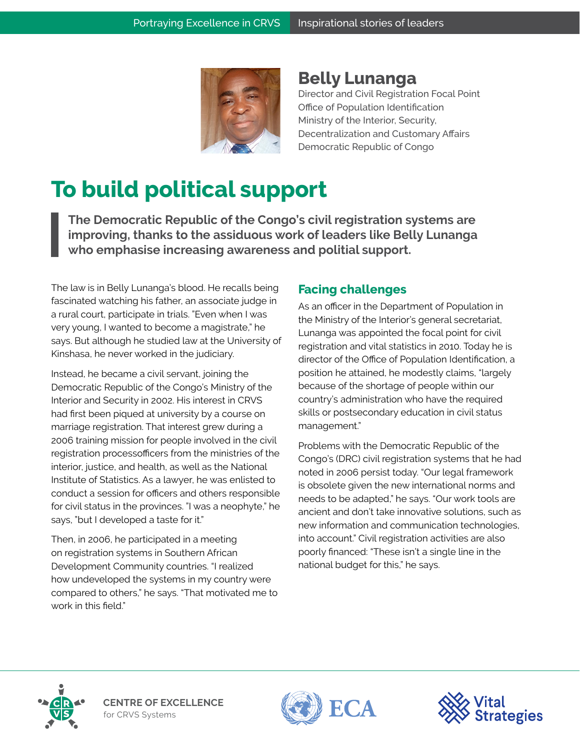# Belly Lunanga

Director and Civil Registration Focal Point
Office of Population Identification
Ministry of the Interior, Security, Decentralization and Customary Affairs
Democratic Republic of Congo

## To build political support

> **The Democratic Republic of the Congo's civil registration systems are improving, thanks to the assiduous work of leaders like Belly Lunanga who emphasise increasing awareness and politial support.**

The law is in Belly Lunanga's blood. He recalls being fascinated watching his father, an associate judge in a rural court, participate in trials. "Even when I was very young, I wanted to become a magistrate," he says. But although he studied law at the University of Kinshasa, he never worked in the judiciary.

Instead, he became a civil servant, joining the Democratic Republic of the Congo's Ministry of the Interior and Security in 2002. His interest in CRVS had first been piqued at university by a course on marriage registration. That interest grew during a 2006 training mission for people involved in the civil registration processofficers from the ministries of the interior, justice, and health, as well as the National Institute of Statistics. As a lawyer, he was enlisted to conduct a session for officers and others responsible for civil status in the provinces. "I was a neophyte," he says, "but I developed a taste for it."

Then, in 2006, he participated in a meeting on registration systems in Southern African Development Community countries. "I realized how undeveloped the systems in my country were compared to others," he says. "That motivated me to work in this field."

### Facing challenges

As an officer in the Department of Population in the Ministry of the Interior's general secretariat, Lunanga was appointed the focal point for civil registration and vital statistics in 2010. Today he is director of the Office of Population Identification, a position he attained, he modestly claims, "largely because of the shortage of people within our country's administration who have the required skills or postsecondary education in civil status management."

Problems with the Democratic Republic of the Congo's (DRC) civil registration systems that he had noted in 2006 persist today. "Our legal framework is obsolete given the new international norms and needs to be adapted," he says. "Our work tools are ancient and don't take innovative solutions, such as new information and communication technologies, into account." Civil registration activities are also poorly financed: "These isn't a single line in the national budget for this," he says.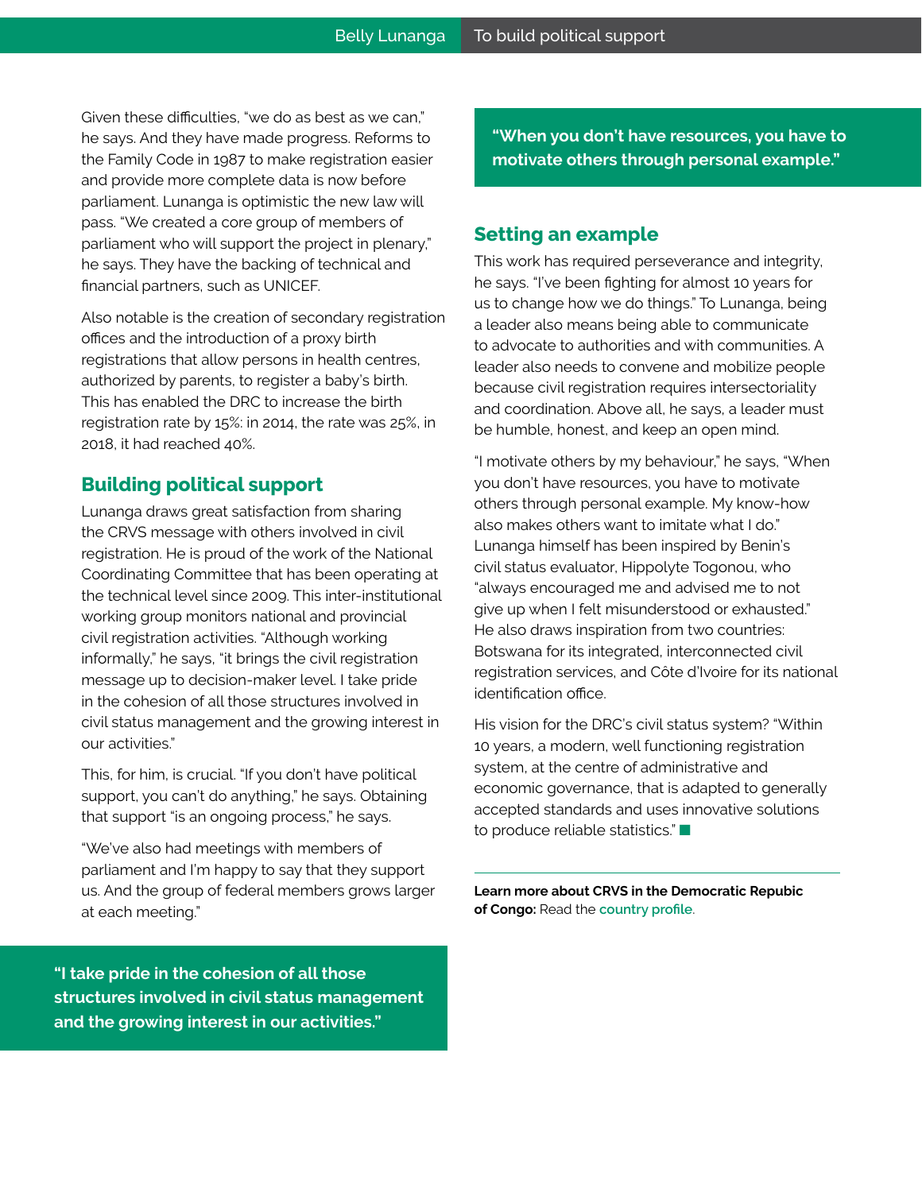Given these difficulties, "we do as best as we can," he says. And they have made progress. Reforms to the Family Code in 1987 to make registration easier and provide more complete data is now before parliament. Lunanga is optimistic the new law will pass. "We created a core group of members of parliament who will support the project in plenary," he says. They have the backing of technical and financial partners, such as UNICEF.

Also notable is the creation of secondary registration offices and the introduction of a proxy birth registrations that allow persons in health centres, authorized by parents, to register a baby's birth. This has enabled the DRC to increase the birth registration rate by 15%: in 2014, the rate was 25%, in 2018, it had reached 40%.

## Building political support

Lunanga draws great satisfaction from sharing the CRVS message with others involved in civil registration. He is proud of the work of the National Coordinating Committee that has been operating at the technical level since 2009. This inter-institutional working group monitors national and provincial civil registration activities. "Although working informally," he says, "it brings the civil registration message up to decision-maker level. I take pride in the cohesion of all those structures involved in civil status management and the growing interest in our activities."

This, for him, is crucial. "If you don't have political support, you can't do anything," he says. Obtaining that support "is an ongoing process," he says.

"We've also had meetings with members of parliament and I'm happy to say that they support us. And the group of federal members grows larger at each meeting."

> **"I take pride in the cohesion of all those structures involved in civil status management and the growing interest in our activities."**

> **"When you don't have resources, you have to motivate others through personal example."**

## Setting an example

This work has required perseverance and integrity, he says. "I've been fighting for almost 10 years for us to change how we do things." To Lunanga, being a leader also means being able to communicate to advocate to authorities and with communities. A leader also needs to convene and mobilize people because civil registration requires intersectoriality and coordination. Above all, he says, a leader must be humble, honest, and keep an open mind.

"I motivate others by my behaviour," he says, "When you don't have resources, you have to motivate others through personal example. My know-how also makes others want to imitate what I do." Lunanga himself has been inspired by Benin's civil status evaluator, Hippolyte Togonou, who "always encouraged me and advised me to not give up when I felt misunderstood or exhausted." He also draws inspiration from two countries: Botswana for its integrated, interconnected civil registration services, and Côte d'Ivoire for its national identification office.

His vision for the DRC's civil status system? "Within 10 years, a modern, well functioning registration system, at the centre of administrative and economic governance, that is adapted to generally accepted standards and uses innovative solutions to produce reliable statistics." ■

---

**Learn more about CRVS in the Democratic Republic of Congo:** Read the country profile.